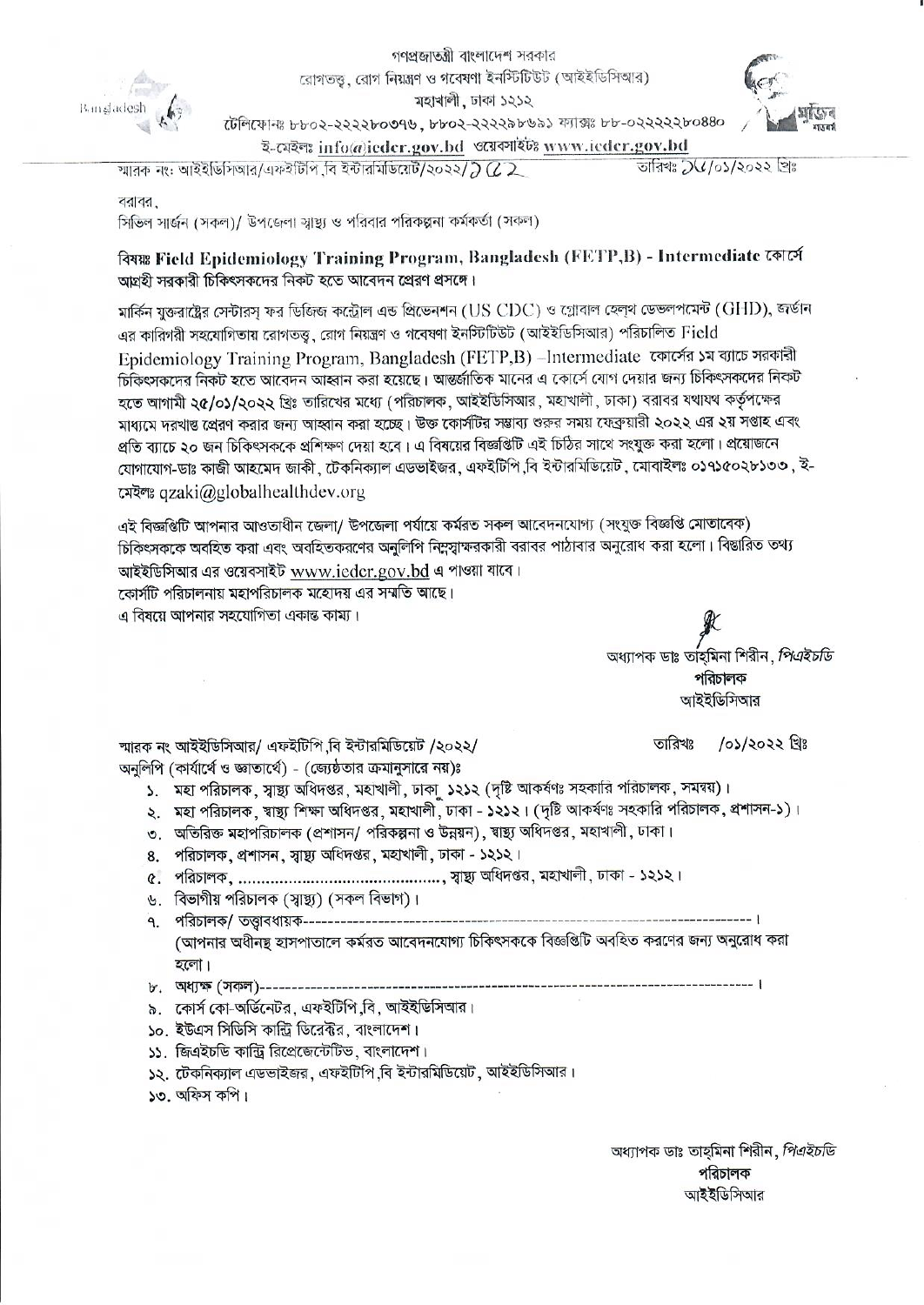গণপ্রজাতন্ত্রী বাংলাদেশ সরকার
রোগতত্ত্ব, রোগ নিয়ন্ত্রণ ও গবেষণা ইনস্টিটিউট (আইইডিসিআর)
মহাখালী, ঢাকা ১২১২
টেলিফোনঃ ৮৮০২-২২২২৮০৩৭৬, ৮৮০২-২২২২৯৮৬৯১ ফ্যাক্সঃ ৮৮-০২২২২২৮০৪৪০
ই-মেইলঃ info@iedcr.gov.bd ওয়েবসাইটঃ www.iedcr.gov.bd

স্মারক নং: আইইডিসিআর/এফইটিপি,বি ইন্টারমিডিয়েট/২০২২/১৫২ তারিখঃ ১৫/০১/২০২২ খ্রিঃ

বরাবর,
সিভিল সার্জন (সকল)/ উপজেলা স্বাস্থ্য ও পরিবার পরিকল্পনা কর্মকর্তা (সকল)

**বিষয়ঃ Field Epidemiology Training Program, Bangladesh (FETP,B) - Intermediate কোর্সে আগ্রহী সরকারী চিকিৎসকদের নিকট হতে আবেদন প্রেরণ প্রসঙ্গে।**

মার্কিন যুক্তরাষ্ট্রের সেন্টারস্ ফর ডিজিজ কন্ট্রোল এন্ড প্রিভেনশন (US CDC) ও গ্লোবাল হেলথ ডেভলপমেন্ট (GHD), জর্ডান এর কারিগরী সহযোগিতায় রোগতত্ত্ব, রোগ নিয়ন্ত্রণ ও গবেষণা ইনস্টিটিউট (আইইডিসিআর) পরিচালিত Field Epidemiology Training Program, Bangladesh (FETP,B) –Intermediate কোর্সের ১ম ব্যাচে সরকারী চিকিৎসকদের নিকট হতে আবেদন আহ্বান করা হয়েছে। আন্তর্জাতিক মানের এ কোর্সে যোগ দেয়ার জন্য চিকিৎসকদের নিকট হতে আগামী ২৫/০১/২০২২ খ্রিঃ তারিখের মধ্যে (পরিচালক, আইইডিসিআর, মহাখালী, ঢাকা) বরাবর যথাযথ কর্তৃপক্ষের মাধ্যমে দরখাস্ত প্রেরণ করার জন্য আহ্বান করা হচ্ছে। উক্ত কোর্সটির সম্ভাব্য শুরুর সময় ফেব্রুয়ারী ২০২২ এর ২য় সপ্তাহ এবং প্রতি ব্যাচে ২০ জন চিকিৎসককে প্রশিক্ষণ দেয়া হবে। এ বিষয়ের বিজ্ঞপ্তিটি এই চিঠির সাথে সংযুক্ত করা হলো। প্রয়োজনে যোগাযোগ-ডাঃ কাজী আহমেদ জাকী, টেকনিক্যাল এডভাইজর, এফইটিপি,বি ইন্টারমিডিয়েট, মোবাইলঃ ০১৭১৫০২৮১৩৩, ই-মেইলঃ qzaki@globalhealthdev.org

এই বিজ্ঞপ্তিটি আপনার আওতাধীন জেলা/ উপজেলা পর্যায়ে কর্মরত সকল আবেদনযোগ্য (সংযুক্ত বিজ্ঞপ্তি মোতাবেক) চিকিৎসককে অবহিত করা এবং অবহিতকরণের অনুলিপি নিম্নস্বাক্ষরকারী বরাবর পাঠাবার অনুরোধ করা হলো। বিস্তারিত তথ্য আইইডিসিআর এর ওয়েবসাইট www.iedcr.gov.bd এ পাওয়া যাবে।
কোর্সটি পরিচালনায় মহাপরিচালক মহোদয় এর সম্মতি আছে।
এ বিষয়ে আপনার সহযোগিতা একান্ত কাম্য।

অধ্যাপক ডাঃ তাহমিনা শিরীন, *পিএইচডি*
**পরিচালক**
আইইডিসিআর

স্মারক নং আইইডিসিআর/ এফইটিপি,বি ইন্টারমিডিয়েট /২০২২/ তারিখঃ /০১/২০২২ খ্রিঃ
অনুলিপি (কার্যার্থে ও জ্ঞাতার্থে) - (জ্যেষ্ঠতার ক্রমানুসারে নয়)ঃ

১. মহা পরিচালক, স্বাস্থ্য অধিদপ্তর, মহাখালী, ঢাকা ১২১২ (দৃষ্টি আকর্ষণঃ সহকারি পরিচালক, সমন্বয়)।
২. মহা পরিচালক, স্বাস্থ্য শিক্ষা অধিদপ্তর, মহাখালী, ঢাকা - ১২১২। (দৃষ্টি আকর্ষণঃ সহকারি পরিচালক, প্রশাসন-১)।
৩. অতিরিক্ত মহাপরিচালক (প্রশাসন/ পরিকল্পনা ও উন্নয়ন), স্বাস্থ্য অধিদপ্তর, মহাখালী, ঢাকা।
৪. পরিচালক, প্রশাসন, স্বাস্থ্য অধিদপ্তর, মহাখালী, ঢাকা - ১২১২।
৫. পরিচালক, ............................................, স্বাস্থ্য অধিদপ্তর, মহাখালী, ঢাকা - ১২১২।
৬. বিভাগীয় পরিচালক (স্বাস্থ্য) (সকল বিভাগ)।
৭. পরিচালক/ তত্ত্বাবধায়ক---------------------------------------------------------------------------।
(আপনার অধীনস্থ হাসপাতালে কর্মরত আবেদনযোগ্য চিকিৎসককে বিজ্ঞপ্তিটি অবহিত করণের জন্য অনুরোধ করা হলো।
৮. অধ্যক্ষ (সকল)---------------------------------------------------------------------------------।
৯. কোর্স কো-অর্ডিনেটর, এফইটিপি,বি, আইইডিসিআর।
১০. ইউএস সিডিসি কান্ট্রি ডিরেক্টর, বাংলাদেশ।
১১. জিএইচডি কান্ট্রি রিপ্রেজেন্টেটিভ, বাংলাদেশ।
১২. টেকনিক্যাল এডভাইজর, এফইটিপি,বি ইন্টারমিডিয়েট, আইইডিসিআর।
১৩. অফিস কপি।

অধ্যাপক ডাঃ তাহমিনা শিরীন, *পিএইচডি*
**পরিচালক**
আইইডিসিআর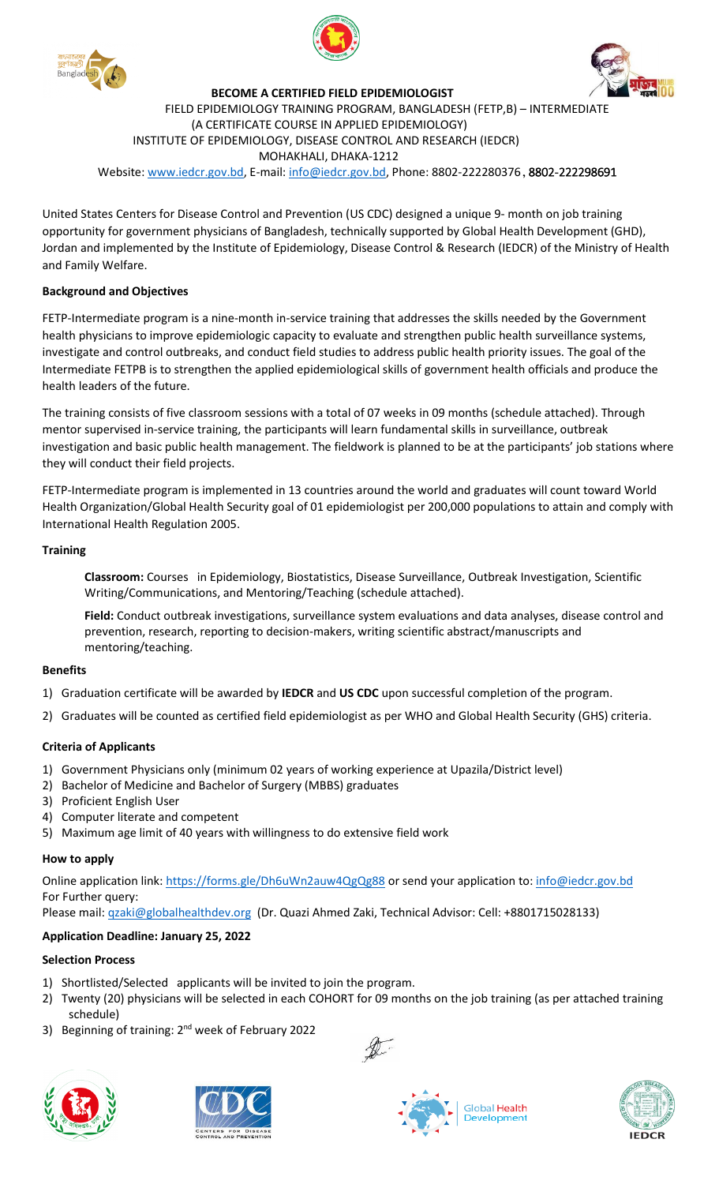# BECOME A CERTIFIED FIELD EPIDEMIOLOGIST

FIELD EPIDEMIOLOGY TRAINING PROGRAM, BANGLADESH (FETP,B) – INTERMEDIATE
(A CERTIFICATE COURSE IN APPLIED EPIDEMIOLOGY)
INSTITUTE OF EPIDEMIOLOGY, DISEASE CONTROL AND RESEARCH (IEDCR)
MOHAKHALI, DHAKA-1212
Website: www.iedcr.gov.bd, E-mail: info@iedcr.gov.bd, Phone: 8802-222280376, 8802-222298691

United States Centers for Disease Control and Prevention (US CDC) designed a unique 9- month on job training opportunity for government physicians of Bangladesh, technically supported by Global Health Development (GHD), Jordan and implemented by the Institute of Epidemiology, Disease Control & Research (IEDCR) of the Ministry of Health and Family Welfare.

**Background and Objectives**

FETP-Intermediate program is a nine-month in-service training that addresses the skills needed by the Government health physicians to improve epidemiologic capacity to evaluate and strengthen public health surveillance systems, investigate and control outbreaks, and conduct field studies to address public health priority issues. The goal of the Intermediate FETPB is to strengthen the applied epidemiological skills of government health officials and produce the health leaders of the future.

The training consists of five classroom sessions with a total of 07 weeks in 09 months (schedule attached). Through mentor supervised in-service training, the participants will learn fundamental skills in surveillance, outbreak investigation and basic public health management. The fieldwork is planned to be at the participants' job stations where they will conduct their field projects.

FETP-Intermediate program is implemented in 13 countries around the world and graduates will count toward World Health Organization/Global Health Security goal of 01 epidemiologist per 200,000 populations to attain and comply with International Health Regulation 2005.

**Training**

**Classroom:** Courses in Epidemiology, Biostatistics, Disease Surveillance, Outbreak Investigation, Scientific Writing/Communications, and Mentoring/Teaching (schedule attached).

**Field:** Conduct outbreak investigations, surveillance system evaluations and data analyses, disease control and prevention, research, reporting to decision-makers, writing scientific abstract/manuscripts and mentoring/teaching.

**Benefits**

1) Graduation certificate will be awarded by **IEDCR** and **US CDC** upon successful completion of the program.
2) Graduates will be counted as certified field epidemiologist as per WHO and Global Health Security (GHS) criteria.

**Criteria of Applicants**

1) Government Physicians only (minimum 02 years of working experience at Upazila/District level)
2) Bachelor of Medicine and Bachelor of Surgery (MBBS) graduates
3) Proficient English User
4) Computer literate and competent
5) Maximum age limit of 40 years with willingness to do extensive field work

**How to apply**

Online application link: https://forms.gle/Dh6uWn2auw4QgQg88 or send your application to: info@iedcr.gov.bd
For Further query:
Please mail: qzaki@globalhealthdev.org (Dr. Quazi Ahmed Zaki, Technical Advisor: Cell: +8801715028133)

**Application Deadline: January 25, 2022**

**Selection Process**

1) Shortlisted/Selected applicants will be invited to join the program.
2) Twenty (20) physicians will be selected in each COHORT for 09 months on the job training (as per attached training schedule)
3) Beginning of training: 2nd week of February 2022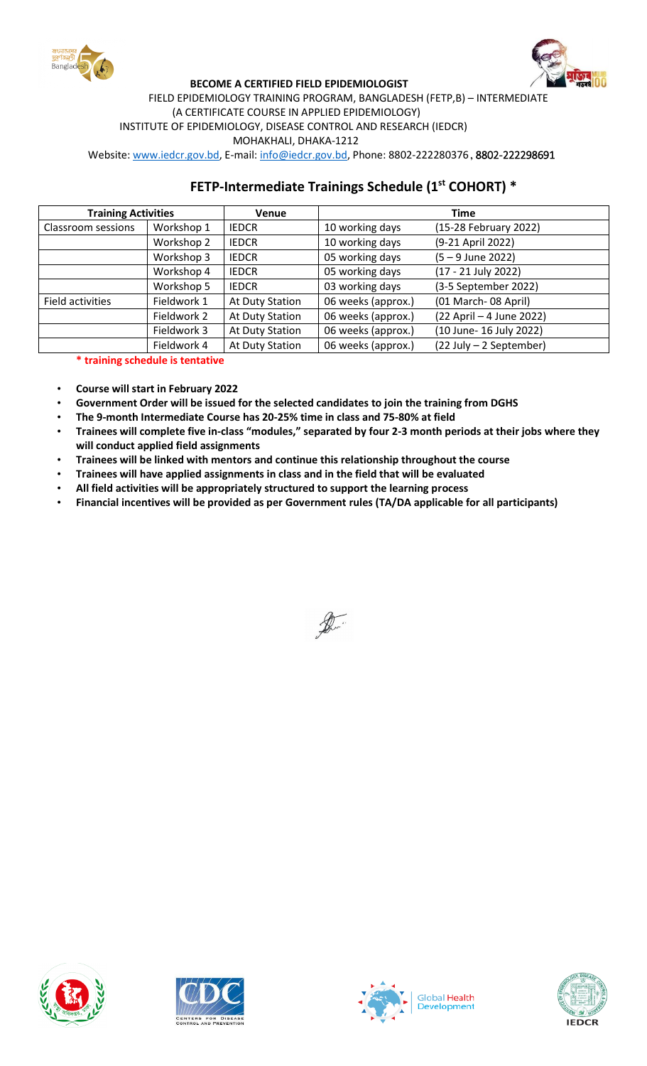**BECOME A CERTIFIED FIELD EPIDEMIOLOGIST**

FIELD EPIDEMIOLOGY TRAINING PROGRAM, BANGLADESH (FETP,B) – INTERMEDIATE
(A CERTIFICATE COURSE IN APPLIED EPIDEMIOLOGY)
INSTITUTE OF EPIDEMIOLOGY, DISEASE CONTROL AND RESEARCH (IEDCR)
MOHAKHALI, DHAKA-1212
Website: www.iedcr.gov.bd, E-mail: info@iedcr.gov.bd, Phone: 8802-222280376, 8802-222298691

## FETP-Intermediate Trainings Schedule (1st COHORT) *

| Training Activities | | Venue | Time | |
|---|---|---|---|---|
| Classroom sessions | Workshop 1 | IEDCR | 10 working days | (15-28 February 2022) |
| | Workshop 2 | IEDCR | 10 working days | (9-21 April 2022) |
| | Workshop 3 | IEDCR | 05 working days | (5 – 9 June 2022) |
| | Workshop 4 | IEDCR | 05 working days | (17 - 21 July 2022) |
| | Workshop 5 | IEDCR | 03 working days | (3-5 September 2022) |
| Field activities | Fieldwork 1 | At Duty Station | 06 weeks (approx.) | (01 March- 08 April) |
| | Fieldwork 2 | At Duty Station | 06 weeks (approx.) | (22 April – 4 June 2022) |
| | Fieldwork 3 | At Duty Station | 06 weeks (approx.) | (10 June- 16 July 2022) |
| | Fieldwork 4 | At Duty Station | 06 weeks (approx.) | (22 July – 2 September) |

**\* training schedule is tentative**

- **Course will start in February 2022**
- **Government Order will be issued for the selected candidates to join the training from DGHS**
- **The 9-month Intermediate Course has 20-25% time in class and 75-80% at field**
- **Trainees will complete five in-class "modules," separated by four 2-3 month periods at their jobs where they will conduct applied field assignments**
- **Trainees will be linked with mentors and continue this relationship throughout the course**
- **Trainees will have applied assignments in class and in the field that will be evaluated**
- **All field activities will be appropriately structured to support the learning process**
- **Financial incentives will be provided as per Government rules (TA/DA applicable for all participants)**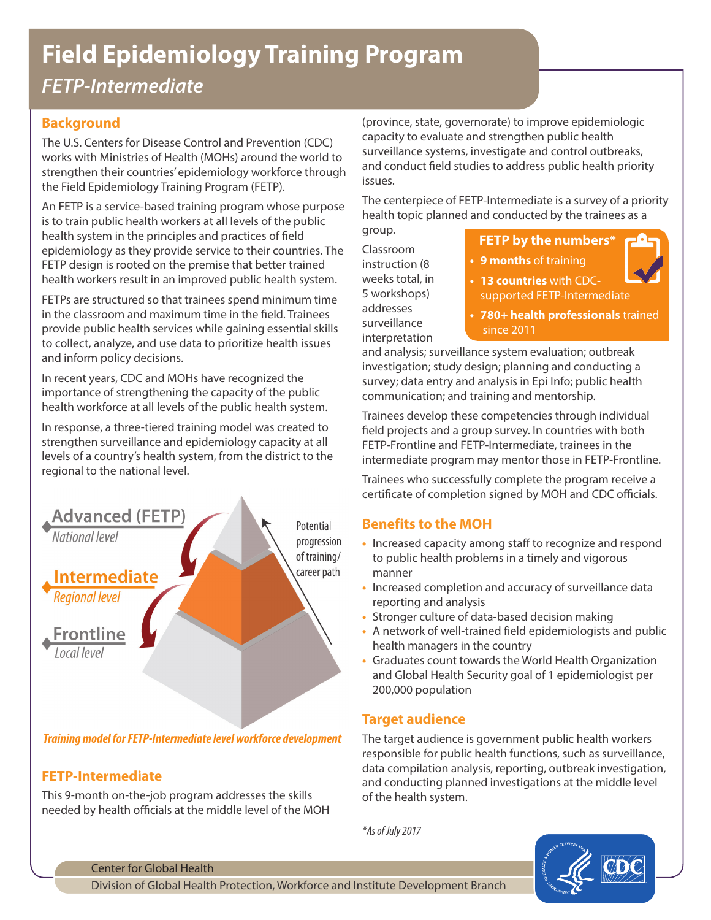# Field Epidemiology Training Program

## *FETP-Intermediate*

### Background

The U.S. Centers for Disease Control and Prevention (CDC) works with Ministries of Health (MOHs) around the world to strengthen their countries' epidemiology workforce through the Field Epidemiology Training Program (FETP).

An FETP is a service-based training program whose purpose is to train public health workers at all levels of the public health system in the principles and practices of field epidemiology as they provide service to their countries. The FETP design is rooted on the premise that better trained health workers result in an improved public health system.

FETPs are structured so that trainees spend minimum time in the classroom and maximum time in the field. Trainees provide public health services while gaining essential skills to collect, analyze, and use data to prioritize health issues and inform policy decisions.

In recent years, CDC and MOHs have recognized the importance of strengthening the capacity of the public health workforce at all levels of the public health system.

In response, a three-tiered training model was created to strengthen surveillance and epidemiology capacity at all levels of a country's health system, from the district to the regional to the national level.

**Advanced (FETP)** – *National level*

**Intermediate** – *Regional level*

**Frontline** – *Local level*

Potential progression of training/career path

***Training model for FETP-Intermediate level workforce development***

### FETP-Intermediate

This 9-month on-the-job program addresses the skills needed by health officials at the middle level of the MOH (province, state, governorate) to improve epidemiologic capacity to evaluate and strengthen public health surveillance systems, investigate and control outbreaks, and conduct field studies to address public health priority issues.

The centerpiece of FETP-Intermediate is a survey of a priority health topic planned and conducted by the trainees as a group.

Classroom instruction (8 weeks total, in 5 workshops) addresses surveillance interpretation and analysis; surveillance system evaluation; outbreak investigation; study design; planning and conducting a survey; data entry and analysis in Epi Info; public health communication; and training and mentorship.

Trainees develop these competencies through individual field projects and a group survey. In countries with both FETP-Frontline and FETP-Intermediate, trainees in the intermediate program may mentor those in FETP-Frontline.

Trainees who successfully complete the program receive a certificate of completion signed by MOH and CDC officials.

**FETP by the numbers***

- **9 months** of training
- **13 countries** with CDC-supported FETP-Intermediate
- **780+ health professionals** trained since 2011

### Benefits to the MOH

- Increased capacity among staff to recognize and respond to public health problems in a timely and vigorous manner
- Increased completion and accuracy of surveillance data reporting and analysis
- Stronger culture of data-based decision making
- A network of well-trained field epidemiologists and public health managers in the country
- Graduates count towards the World Health Organization and Global Health Security goal of 1 epidemiologist per 200,000 population

### Target audience

The target audience is government public health workers responsible for public health functions, such as surveillance, data compilation analysis, reporting, outbreak investigation, and conducting planned investigations at the middle level of the health system.

**As of July 2017*

Center for Global Health
Division of Global Health Protection, Workforce and Institute Development Branch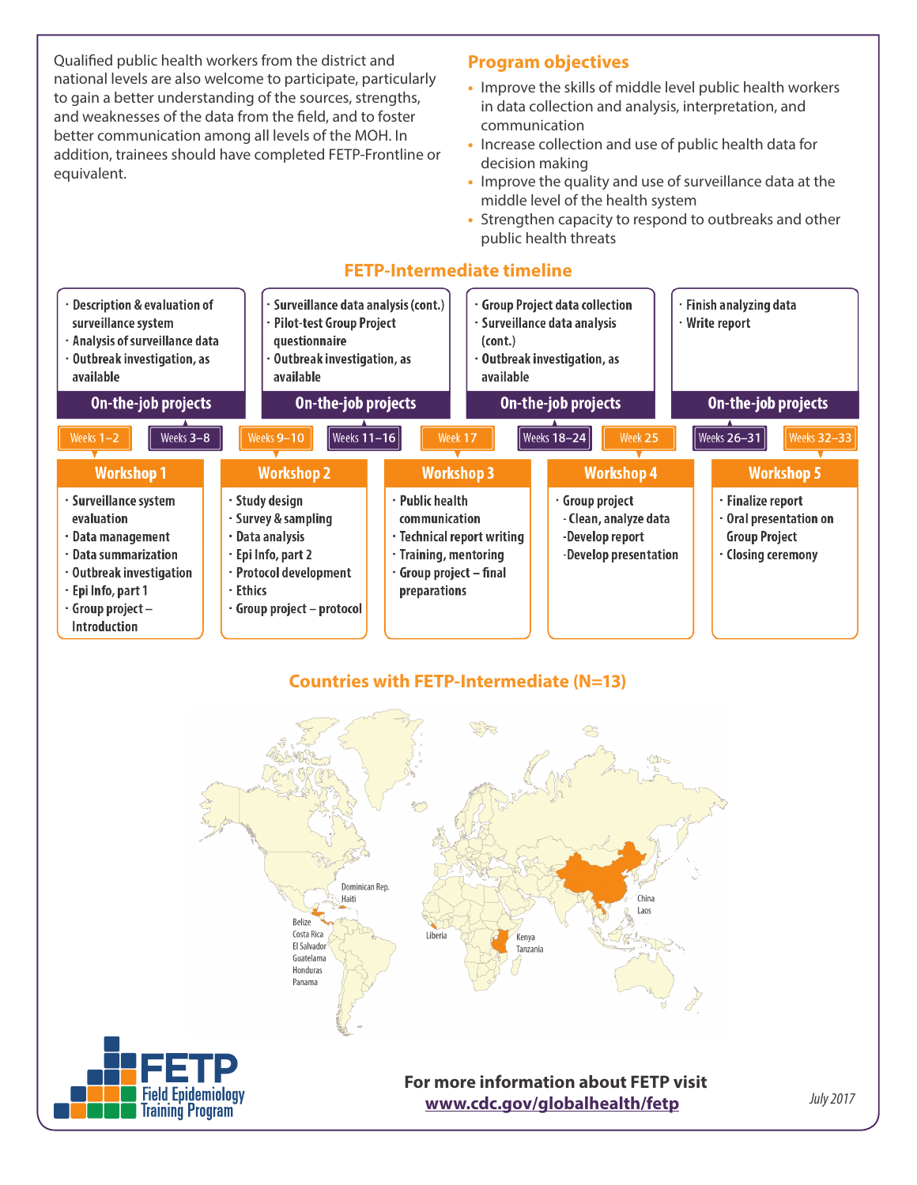Qualified public health workers from the district and national levels are also welcome to participate, particularly to gain a better understanding of the sources, strengths, and weaknesses of the data from the field, and to foster better communication among all levels of the MOH. In addition, trainees should have completed FETP-Frontline or equivalent.

## Program objectives

- Improve the skills of middle level public health workers in data collection and analysis, interpretation, and communication
- Increase collection and use of public health data for decision making
- Improve the quality and use of surveillance data at the middle level of the health system
- Strengthen capacity to respond to outbreaks and other public health threats

## FETP-Intermediate timeline

**On-the-job projects** (Weeks 3–8)
- Description & evaluation of surveillance system
- Analysis of surveillance data
- Outbreak investigation, as available

**On-the-job projects** (Weeks 11–16)
- Surveillance data analysis (cont.)
- Pilot-test Group Project questionnaire
- Outbreak investigation, as available

**On-the-job projects** (Weeks 18–24)
- Group Project data collection
- Surveillance data analysis (cont.)
- Outbreak investigation, as available

**On-the-job projects** (Weeks 26–31)
- Finish analyzing data
- Write report

Weeks 1–2 | Weeks 3–8 | Weeks 9–10 | Weeks 11–16 | Week 17 | Weeks 18–24 | Week 25 | Weeks 26–31 | Weeks 32–33

**Workshop 1** (Weeks 1–2)
- Surveillance system evaluation
- Data management
- Data summarization
- Outbreak investigation
- Epi Info, part 1
- Group project – Introduction

**Workshop 2** (Weeks 9–10)
- Study design
- Survey & sampling
- Data analysis
- Epi Info, part 2
- Protocol development
- Ethics
- Group project – protocol

**Workshop 3** (Week 17)
- Public health communication
- Technical report writing
- Training, mentoring
- Group project – final preparations

**Workshop 4** (Week 25)
- Group project
  - Clean, analyze data
  - Develop report
  - Develop presentation

**Workshop 5** (Weeks 32–33)
- Finalize report
- Oral presentation on Group Project
- Closing ceremony

## Countries with FETP-Intermediate (N=13)

Dominican Rep.
Haiti
Belize
Costa Rica
El Salvador
Guatemala
Honduras
Panama
Liberia
Kenya
Tanzania
China
Laos

FETP Field Epidemiology Training Program

**For more information about FETP visit**
**www.cdc.gov/globalhealth/fetp**

*July 2017*